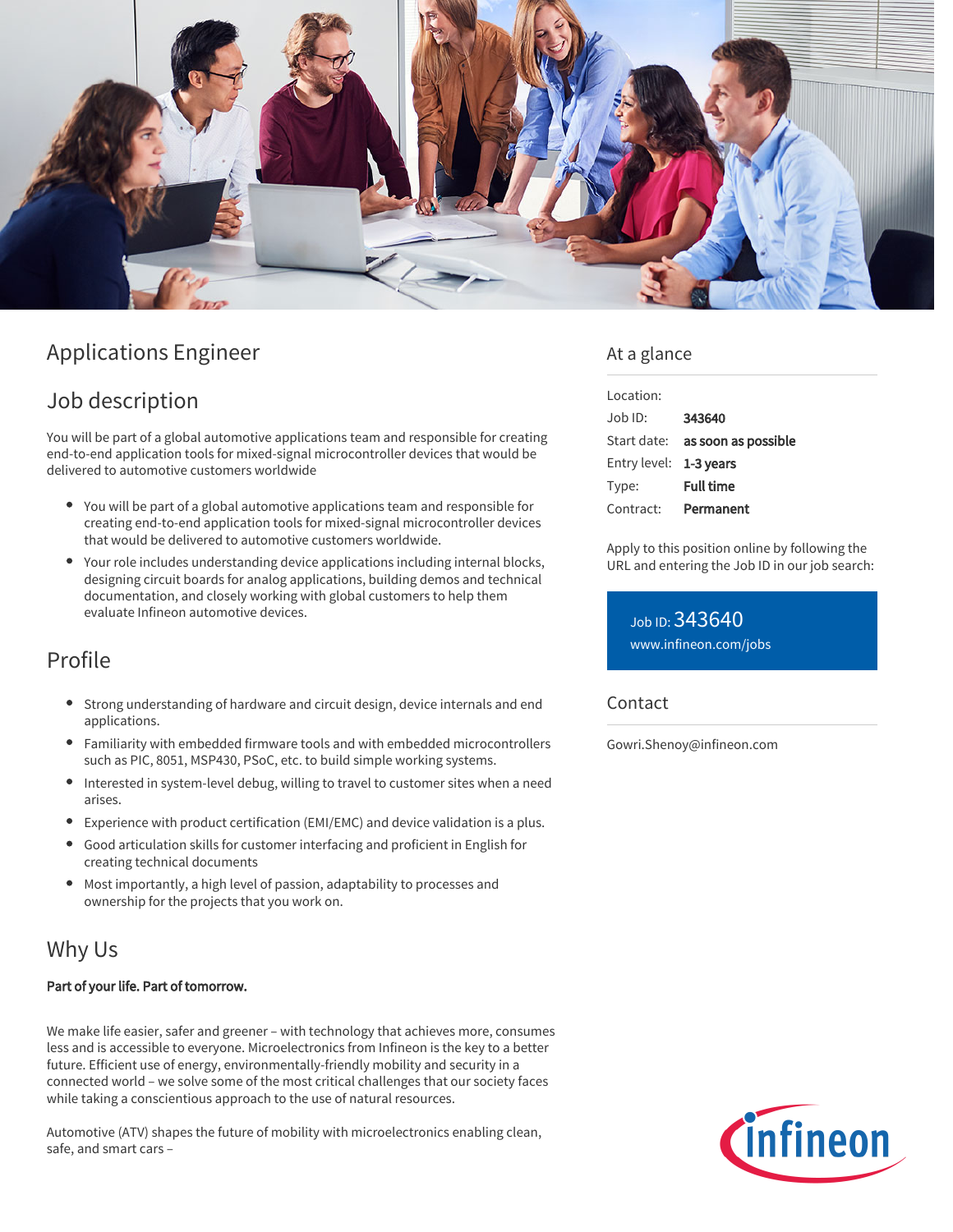# Applications Engineer

## Job description

You will be part of a global automotive applications team and responsible for creating end-to-end application tools for mixed-signal microcontroller devices that would be delivered to automotive customers worldwide

- You will be part of a global automotive applications team and responsible for creating end-to-end application tools for mixed-signal microcontroller devices that would be delivered to automotive customers worldwide.
- Your role includes understanding device applications including internal blocks, designing circuit boards for analog applications, building demos and technical documentation, and closely working with global customers to help them evaluate Infineon automotive devices.

## Profile

- Strong understanding of hardware and circuit design, device internals and end applications.
- Familiarity with embedded firmware tools and with embedded microcontrollers such as PIC, 8051, MSP430, PSoC, etc. to build simple working systems.
- Interested in system-level debug, willing to travel to customer sites when a need arises.
- Experience with product certification (EMI/EMC) and device validation is a plus.
- Good articulation skills for customer interfacing and proficient in English for creating technical documents
- Most importantly, a high level of passion, adaptability to processes and ownership for the projects that you work on.

## Why Us

**Part of your life. Part of tomorrow.**

We make life easier, safer and greener – with technology that achieves more, consumes less and is accessible to everyone. Microelectronics from Infineon is the key to a better future. Efficient use of energy, environmentally-friendly mobility and security in a connected world – we solve some of the most critical challenges that our society faces while taking a conscientious approach to the use of natural resources.

Automotive (ATV) shapes the future of mobility with microelectronics enabling clean, safe, and smart cars –

## At a glance

| | |
|---|---|
| Location: | |
| Job ID: | **343640** |
| Start date: | **as soon as possible** |
| Entry level: | **1-3 years** |
| Type: | **Full time** |
| Contract: | **Permanent** |

Apply to this position online by following the URL and entering the Job ID in our job search:

Job ID: 343640
www.infineon.com/jobs

## Contact

Gowri.Shenoy@infineon.com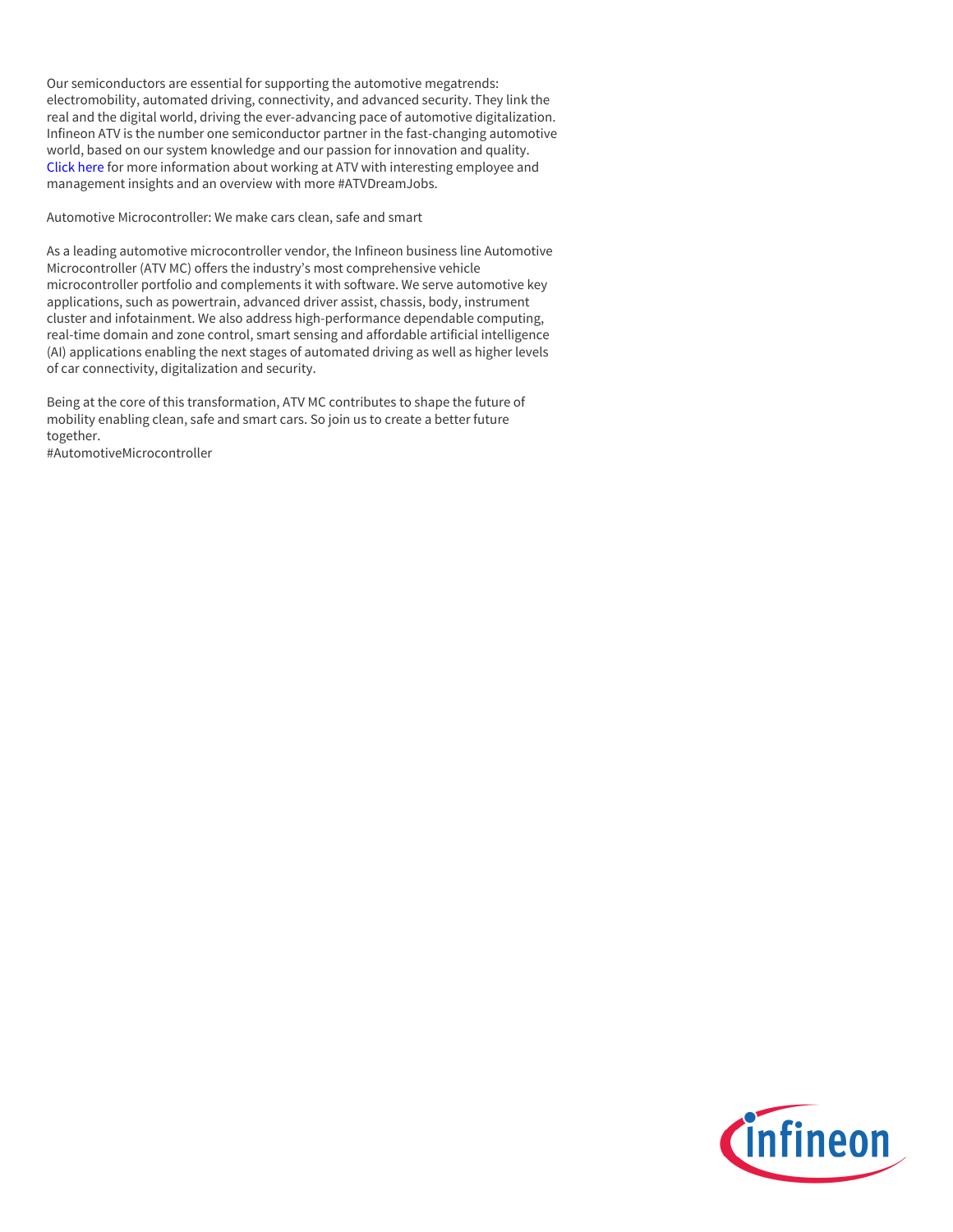Our semiconductors are essential for supporting the automotive megatrends: electromobility, automated driving, connectivity, and advanced security. They link the real and the digital world, driving the ever-advancing pace of automotive digitalization. Infineon ATV is the number one semiconductor partner in the fast-changing automotive world, based on our system knowledge and our passion for innovation and quality. Click here for more information about working at ATV with interesting employee and management insights and an overview with more #ATVDreamJobs.

Automotive Microcontroller: We make cars clean, safe and smart

As a leading automotive microcontroller vendor, the Infineon business line Automotive Microcontroller (ATV MC) offers the industry's most comprehensive vehicle microcontroller portfolio and complements it with software. We serve automotive key applications, such as powertrain, advanced driver assist, chassis, body, instrument cluster and infotainment. We also address high-performance dependable computing, real-time domain and zone control, smart sensing and affordable artificial intelligence (AI) applications enabling the next stages of automated driving as well as higher levels of car connectivity, digitalization and security.

Being at the core of this transformation, ATV MC contributes to shape the future of mobility enabling clean, safe and smart cars. So join us to create a better future together.
#AutomotiveMicrocontroller